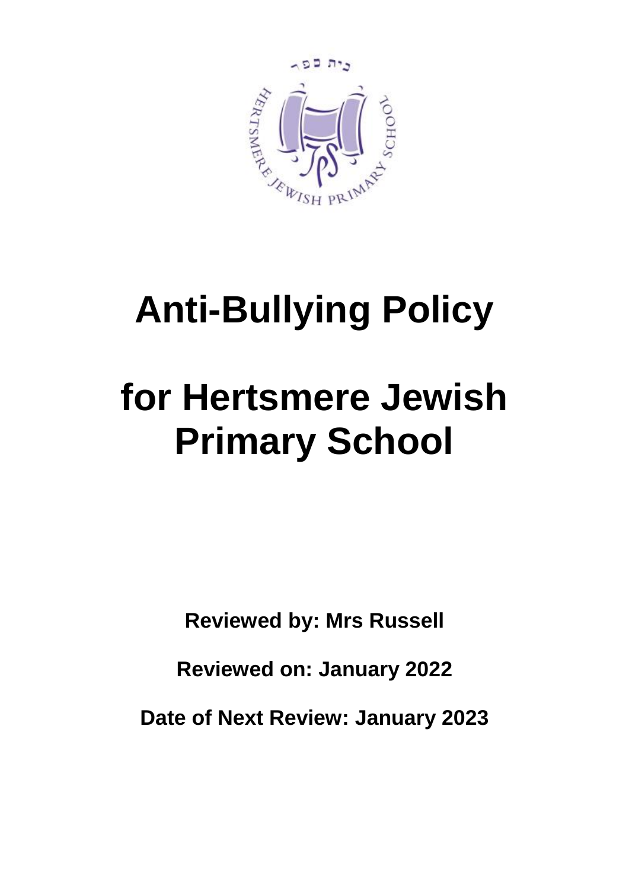# Anti-Bullying Policy

# for Hertsmere Jewish Primary School

**Reviewed by: Mrs Russell**

**Reviewed on: January 2022**

**Date of Next Review: January 2023**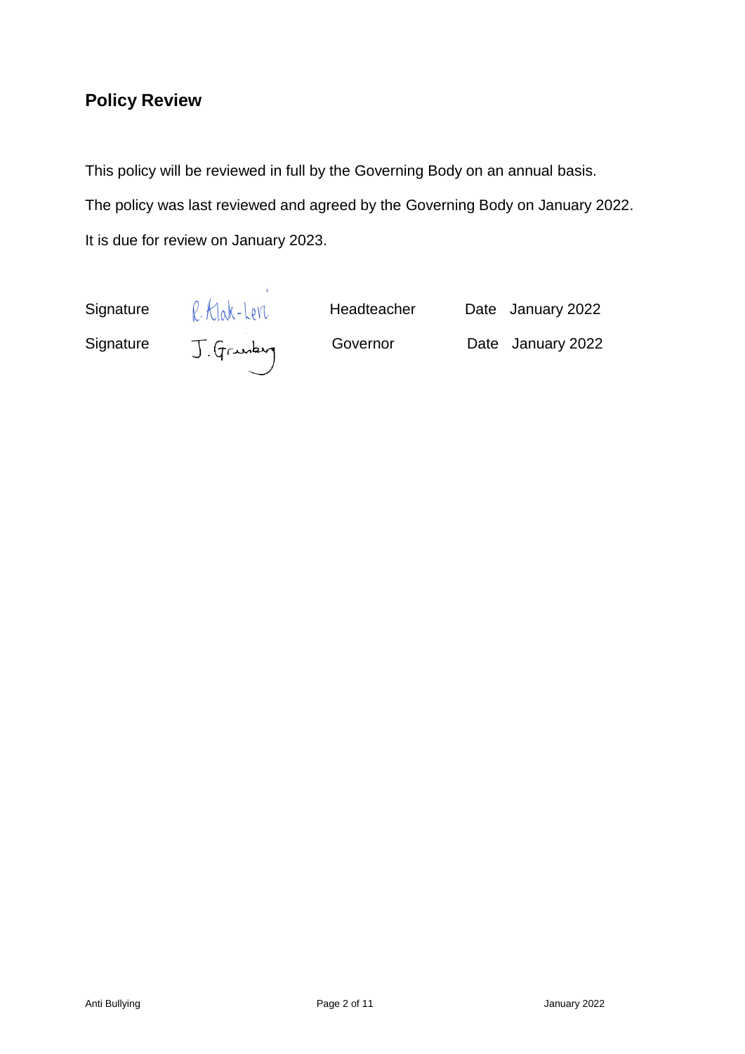## Policy Review

This policy will be reviewed in full by the Governing Body on an annual basis.

The policy was last reviewed and agreed by the Governing Body on January 2022.

It is due for review on January 2023.

| Signature | R. Klak-Levi | Headteacher | Date January 2022 |
|---|---|---|---|
| Signature | J. Grunberg | Governor | Date January 2022 |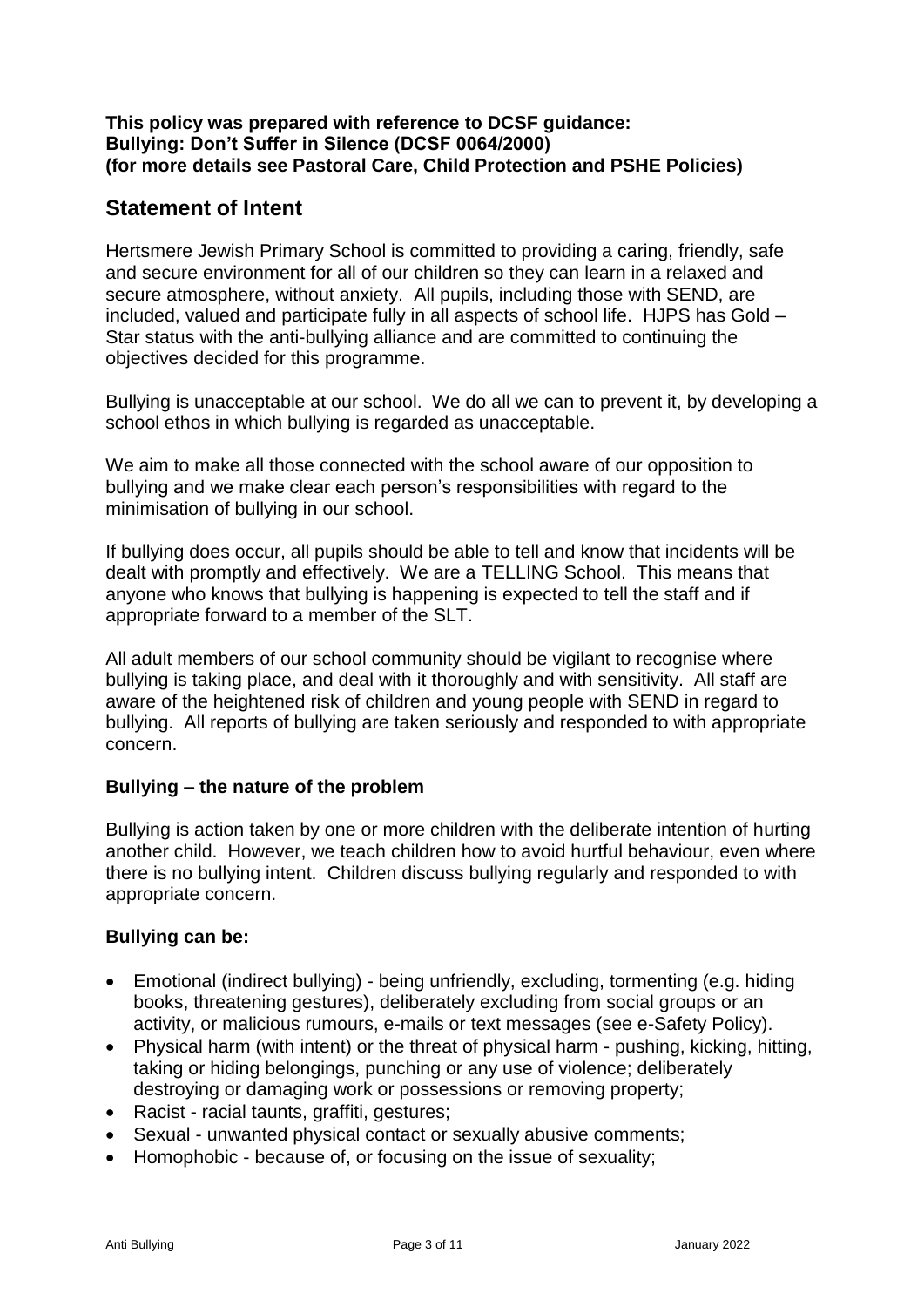**This policy was prepared with reference to DCSF guidance:**
**Bullying: Don't Suffer in Silence (DCSF 0064/2000)**
**(for more details see Pastoral Care, Child Protection and PSHE Policies)**

## Statement of Intent

Hertsmere Jewish Primary School is committed to providing a caring, friendly, safe and secure environment for all of our children so they can learn in a relaxed and secure atmosphere, without anxiety. All pupils, including those with SEND, are included, valued and participate fully in all aspects of school life. HJPS has Gold – Star status with the anti-bullying alliance and are committed to continuing the objectives decided for this programme.

Bullying is unacceptable at our school. We do all we can to prevent it, by developing a school ethos in which bullying is regarded as unacceptable.

We aim to make all those connected with the school aware of our opposition to bullying and we make clear each person's responsibilities with regard to the minimisation of bullying in our school.

If bullying does occur, all pupils should be able to tell and know that incidents will be dealt with promptly and effectively. We are a TELLING School. This means that anyone who knows that bullying is happening is expected to tell the staff and if appropriate forward to a member of the SLT.

All adult members of our school community should be vigilant to recognise where bullying is taking place, and deal with it thoroughly and with sensitivity. All staff are aware of the heightened risk of children and young people with SEND in regard to bullying. All reports of bullying are taken seriously and responded to with appropriate concern.

### Bullying – the nature of the problem

Bullying is action taken by one or more children with the deliberate intention of hurting another child. However, we teach children how to avoid hurtful behaviour, even where there is no bullying intent. Children discuss bullying regularly and responded to with appropriate concern.

### Bullying can be:

- Emotional (indirect bullying) - being unfriendly, excluding, tormenting (e.g. hiding books, threatening gestures), deliberately excluding from social groups or an activity, or malicious rumours, e-mails or text messages (see e-Safety Policy).
- Physical harm (with intent) or the threat of physical harm - pushing, kicking, hitting, taking or hiding belongings, punching or any use of violence; deliberately destroying or damaging work or possessions or removing property;
- Racist - racial taunts, graffiti, gestures;
- Sexual - unwanted physical contact or sexually abusive comments;
- Homophobic - because of, or focusing on the issue of sexuality;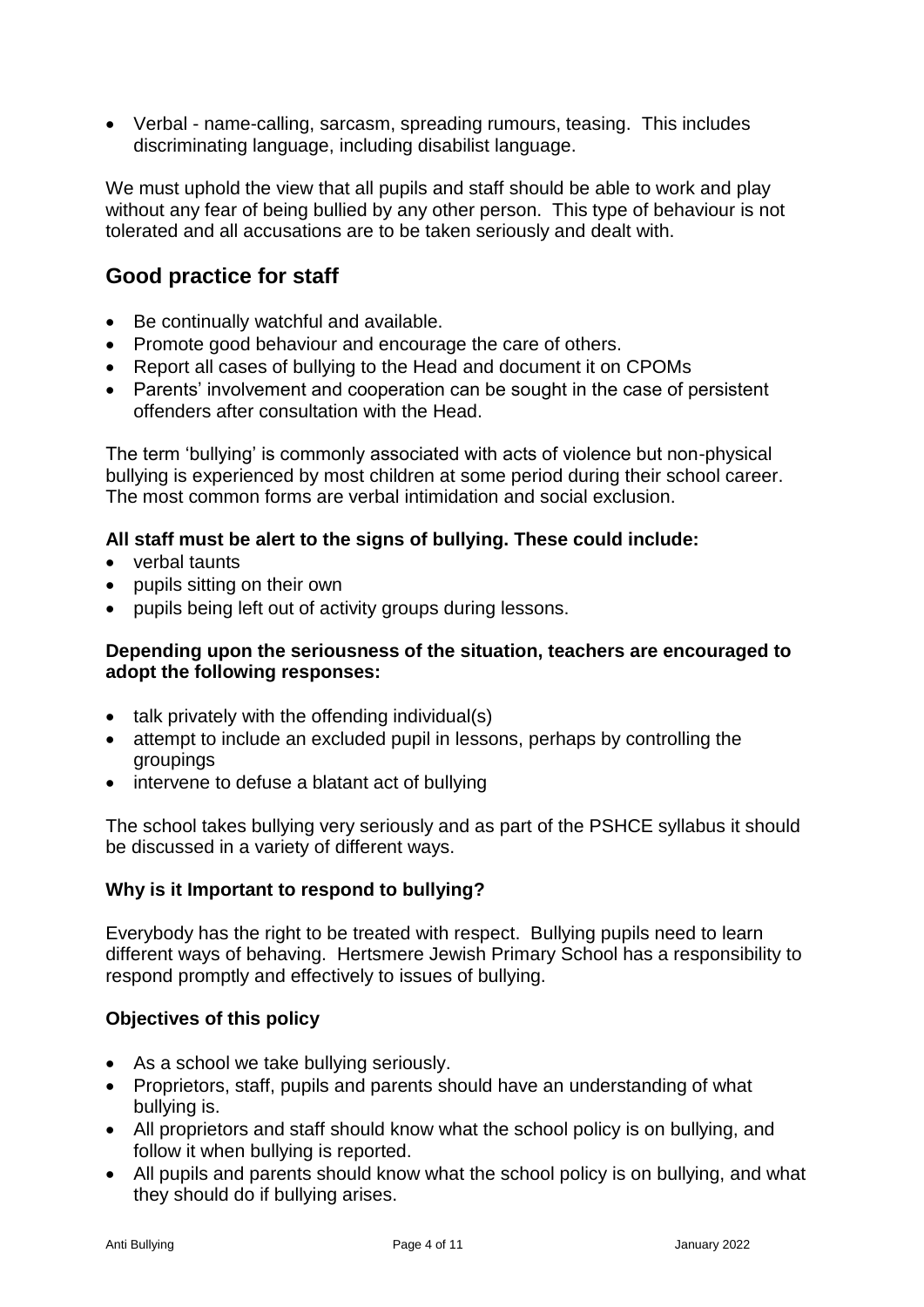- Verbal - name-calling, sarcasm, spreading rumours, teasing. This includes discriminating language, including disabilist language.

We must uphold the view that all pupils and staff should be able to work and play without any fear of being bullied by any other person. This type of behaviour is not tolerated and all accusations are to be taken seriously and dealt with.

## Good practice for staff

- Be continually watchful and available.
- Promote good behaviour and encourage the care of others.
- Report all cases of bullying to the Head and document it on CPOMs
- Parents' involvement and cooperation can be sought in the case of persistent offenders after consultation with the Head.

The term 'bullying' is commonly associated with acts of violence but non-physical bullying is experienced by most children at some period during their school career. The most common forms are verbal intimidation and social exclusion.

**All staff must be alert to the signs of bullying. These could include:**

- verbal taunts
- pupils sitting on their own
- pupils being left out of activity groups during lessons.

**Depending upon the seriousness of the situation, teachers are encouraged to adopt the following responses:**

- talk privately with the offending individual(s)
- attempt to include an excluded pupil in lessons, perhaps by controlling the groupings
- intervene to defuse a blatant act of bullying

The school takes bullying very seriously and as part of the PSHCE syllabus it should be discussed in a variety of different ways.

### Why is it Important to respond to bullying?

Everybody has the right to be treated with respect. Bullying pupils need to learn different ways of behaving. Hertsmere Jewish Primary School has a responsibility to respond promptly and effectively to issues of bullying.

### Objectives of this policy

- As a school we take bullying seriously.
- Proprietors, staff, pupils and parents should have an understanding of what bullying is.
- All proprietors and staff should know what the school policy is on bullying, and follow it when bullying is reported.
- All pupils and parents should know what the school policy is on bullying, and what they should do if bullying arises.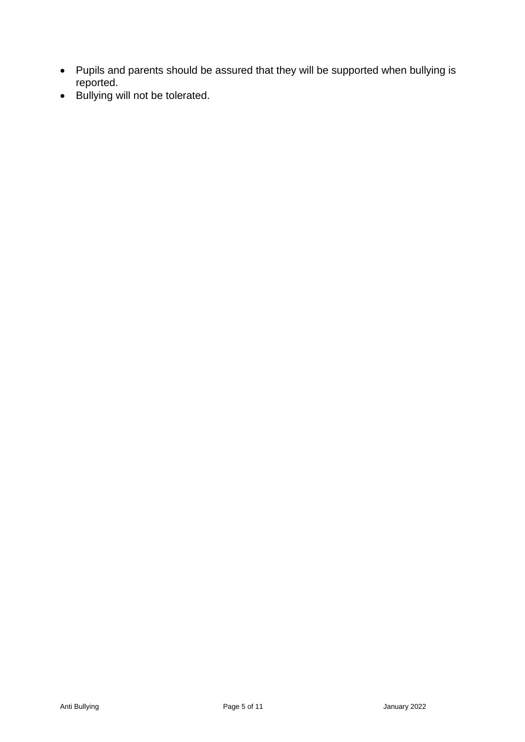- Pupils and parents should be assured that they will be supported when bullying is reported.
- Bullying will not be tolerated.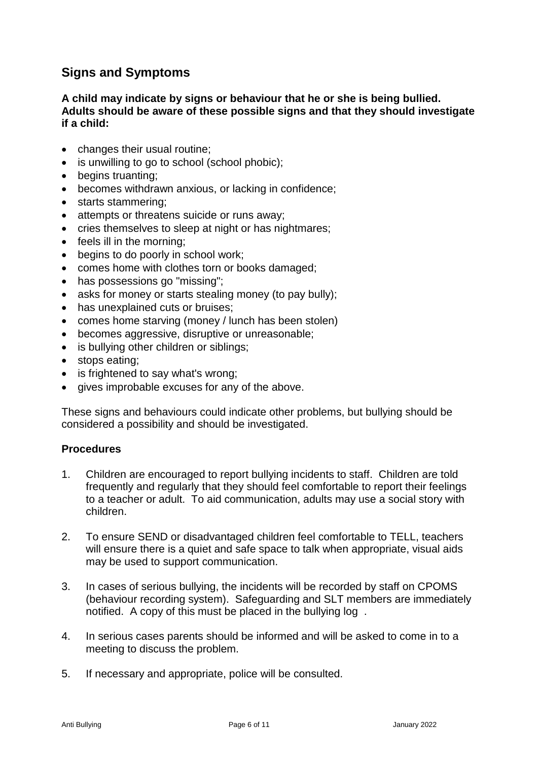## Signs and Symptoms

**A child may indicate by signs or behaviour that he or she is being bullied. Adults should be aware of these possible signs and that they should investigate if a child:**

- changes their usual routine;
- is unwilling to go to school (school phobic);
- begins truanting;
- becomes withdrawn anxious, or lacking in confidence;
- starts stammering;
- attempts or threatens suicide or runs away;
- cries themselves to sleep at night or has nightmares;
- feels ill in the morning;
- begins to do poorly in school work;
- comes home with clothes torn or books damaged;
- has possessions go "missing";
- asks for money or starts stealing money (to pay bully);
- has unexplained cuts or bruises;
- comes home starving (money / lunch has been stolen)
- becomes aggressive, disruptive or unreasonable;
- is bullying other children or siblings;
- stops eating;
- is frightened to say what's wrong;
- gives improbable excuses for any of the above.

These signs and behaviours could indicate other problems, but bullying should be considered a possibility and should be investigated.

### Procedures

1. Children are encouraged to report bullying incidents to staff. Children are told frequently and regularly that they should feel comfortable to report their feelings to a teacher or adult. To aid communication, adults may use a social story with children.

2. To ensure SEND or disadvantaged children feel comfortable to TELL, teachers will ensure there is a quiet and safe space to talk when appropriate, visual aids may be used to support communication.

3. In cases of serious bullying, the incidents will be recorded by staff on CPOMS (behaviour recording system). Safeguarding and SLT members are immediately notified. A copy of this must be placed in the bullying log .

4. In serious cases parents should be informed and will be asked to come in to a meeting to discuss the problem.

5. If necessary and appropriate, police will be consulted.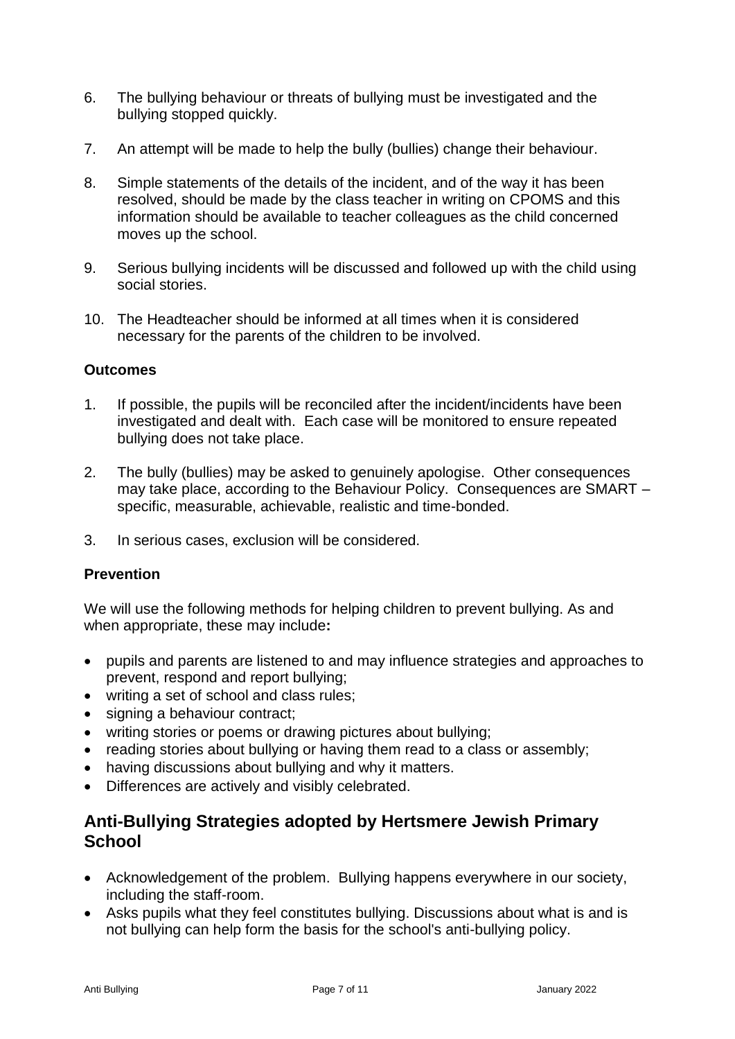6. The bullying behaviour or threats of bullying must be investigated and the bullying stopped quickly.

7. An attempt will be made to help the bully (bullies) change their behaviour.

8. Simple statements of the details of the incident, and of the way it has been resolved, should be made by the class teacher in writing on CPOMS and this information should be available to teacher colleagues as the child concerned moves up the school.

9. Serious bullying incidents will be discussed and followed up with the child using social stories.

10. The Headteacher should be informed at all times when it is considered necessary for the parents of the children to be involved.

**Outcomes**

1. If possible, the pupils will be reconciled after the incident/incidents have been investigated and dealt with. Each case will be monitored to ensure repeated bullying does not take place.

2. The bully (bullies) may be asked to genuinely apologise. Other consequences may take place, according to the Behaviour Policy. Consequences are SMART – specific, measurable, achievable, realistic and time-bonded.

3. In serious cases, exclusion will be considered.

**Prevention**

We will use the following methods for helping children to prevent bullying. As and when appropriate, these may include**:**

- pupils and parents are listened to and may influence strategies and approaches to prevent, respond and report bullying;
- writing a set of school and class rules;
- signing a behaviour contract;
- writing stories or poems or drawing pictures about bullying;
- reading stories about bullying or having them read to a class or assembly;
- having discussions about bullying and why it matters.
- Differences are actively and visibly celebrated.

## Anti-Bullying Strategies adopted by Hertsmere Jewish Primary School

- Acknowledgement of the problem. Bullying happens everywhere in our society, including the staff-room.
- Asks pupils what they feel constitutes bullying. Discussions about what is and is not bullying can help form the basis for the school's anti-bullying policy.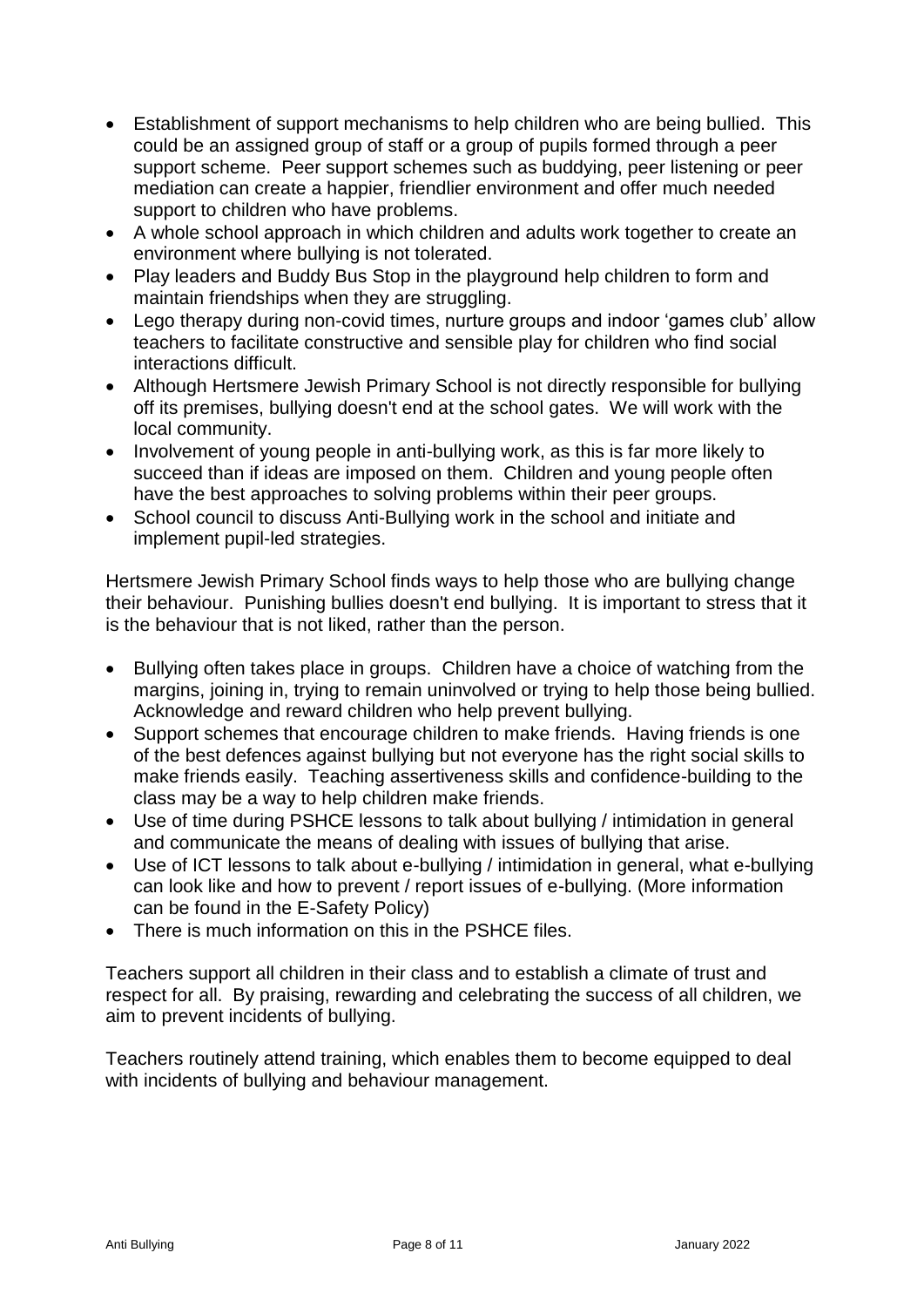- Establishment of support mechanisms to help children who are being bullied. This could be an assigned group of staff or a group of pupils formed through a peer support scheme. Peer support schemes such as buddying, peer listening or peer mediation can create a happier, friendlier environment and offer much needed support to children who have problems.
- A whole school approach in which children and adults work together to create an environment where bullying is not tolerated.
- Play leaders and Buddy Bus Stop in the playground help children to form and maintain friendships when they are struggling.
- Lego therapy during non-covid times, nurture groups and indoor 'games club' allow teachers to facilitate constructive and sensible play for children who find social interactions difficult.
- Although Hertsmere Jewish Primary School is not directly responsible for bullying off its premises, bullying doesn't end at the school gates. We will work with the local community.
- Involvement of young people in anti-bullying work, as this is far more likely to succeed than if ideas are imposed on them. Children and young people often have the best approaches to solving problems within their peer groups.
- School council to discuss Anti-Bullying work in the school and initiate and implement pupil-led strategies.

Hertsmere Jewish Primary School finds ways to help those who are bullying change their behaviour. Punishing bullies doesn't end bullying. It is important to stress that it is the behaviour that is not liked, rather than the person.

- Bullying often takes place in groups. Children have a choice of watching from the margins, joining in, trying to remain uninvolved or trying to help those being bullied. Acknowledge and reward children who help prevent bullying.
- Support schemes that encourage children to make friends. Having friends is one of the best defences against bullying but not everyone has the right social skills to make friends easily. Teaching assertiveness skills and confidence-building to the class may be a way to help children make friends.
- Use of time during PSHCE lessons to talk about bullying / intimidation in general and communicate the means of dealing with issues of bullying that arise.
- Use of ICT lessons to talk about e-bullying / intimidation in general, what e-bullying can look like and how to prevent / report issues of e-bullying. (More information can be found in the E-Safety Policy)
- There is much information on this in the PSHCE files.

Teachers support all children in their class and to establish a climate of trust and respect for all. By praising, rewarding and celebrating the success of all children, we aim to prevent incidents of bullying.

Teachers routinely attend training, which enables them to become equipped to deal with incidents of bullying and behaviour management.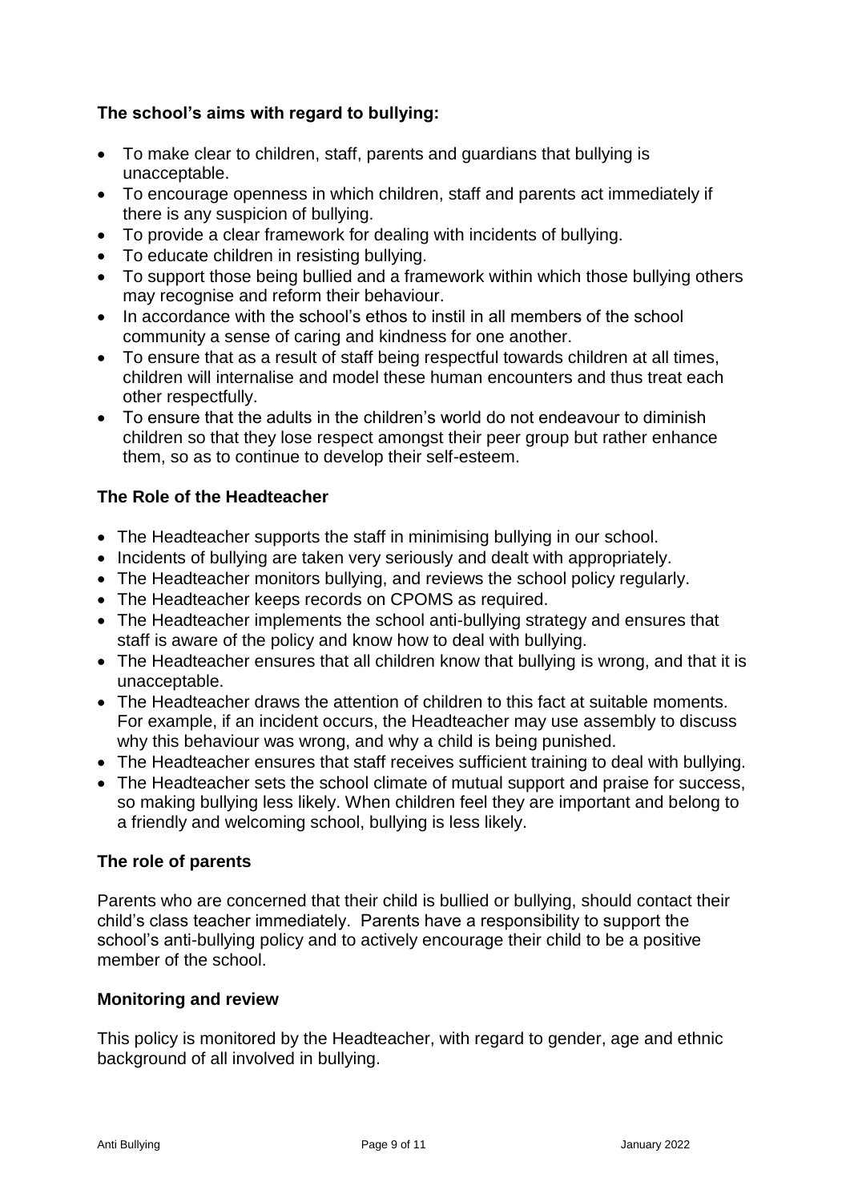### The school's aims with regard to bullying:

- To make clear to children, staff, parents and guardians that bullying is unacceptable.
- To encourage openness in which children, staff and parents act immediately if there is any suspicion of bullying.
- To provide a clear framework for dealing with incidents of bullying.
- To educate children in resisting bullying.
- To support those being bullied and a framework within which those bullying others may recognise and reform their behaviour.
- In accordance with the school's ethos to instil in all members of the school community a sense of caring and kindness for one another.
- To ensure that as a result of staff being respectful towards children at all times, children will internalise and model these human encounters and thus treat each other respectfully.
- To ensure that the adults in the children's world do not endeavour to diminish children so that they lose respect amongst their peer group but rather enhance them, so as to continue to develop their self-esteem.

### The Role of the Headteacher

- The Headteacher supports the staff in minimising bullying in our school.
- Incidents of bullying are taken very seriously and dealt with appropriately.
- The Headteacher monitors bullying, and reviews the school policy regularly.
- The Headteacher keeps records on CPOMS as required.
- The Headteacher implements the school anti-bullying strategy and ensures that staff is aware of the policy and know how to deal with bullying.
- The Headteacher ensures that all children know that bullying is wrong, and that it is unacceptable.
- The Headteacher draws the attention of children to this fact at suitable moments. For example, if an incident occurs, the Headteacher may use assembly to discuss why this behaviour was wrong, and why a child is being punished.
- The Headteacher ensures that staff receives sufficient training to deal with bullying.
- The Headteacher sets the school climate of mutual support and praise for success, so making bullying less likely. When children feel they are important and belong to a friendly and welcoming school, bullying is less likely.

### The role of parents

Parents who are concerned that their child is bullied or bullying, should contact their child's class teacher immediately. Parents have a responsibility to support the school's anti-bullying policy and to actively encourage their child to be a positive member of the school.

### Monitoring and review

This policy is monitored by the Headteacher, with regard to gender, age and ethnic background of all involved in bullying.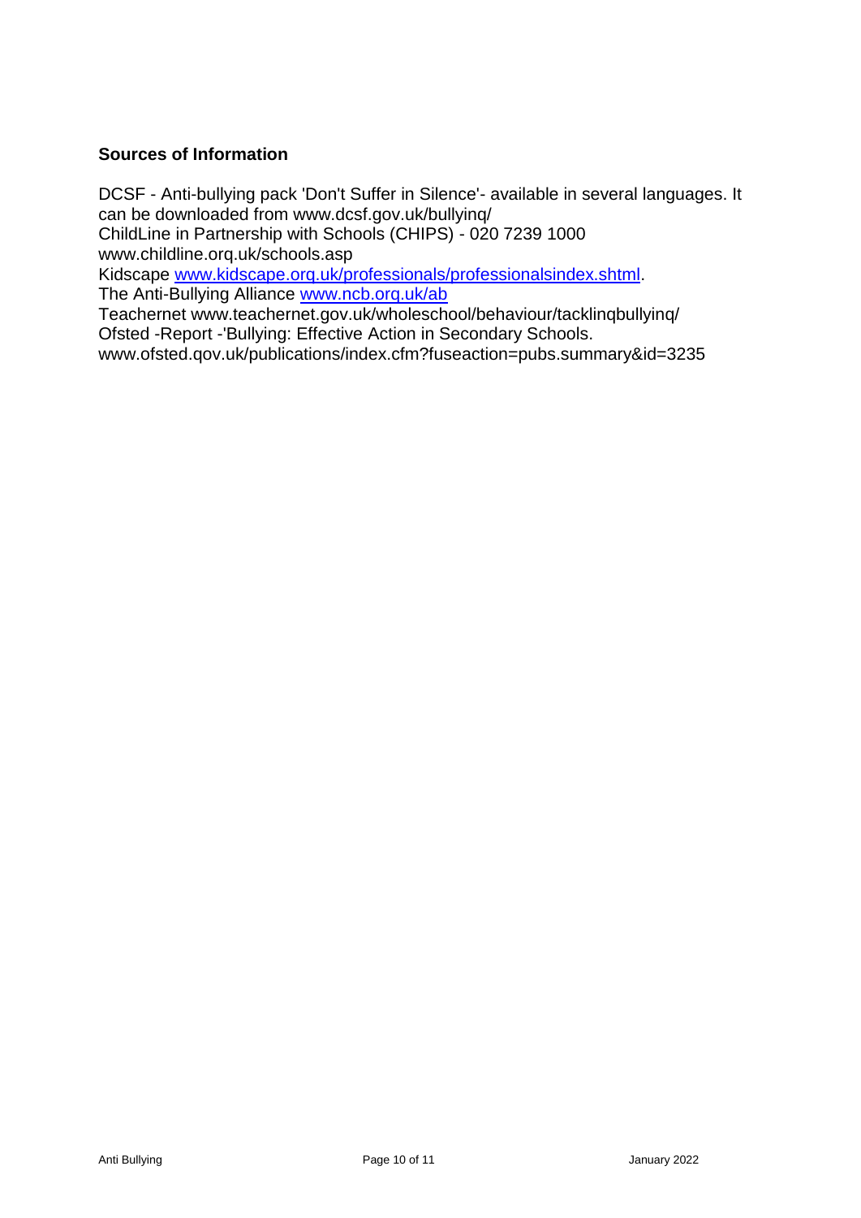### Sources of Information

DCSF - Anti-bullying pack 'Don't Suffer in Silence'- available in several languages. It can be downloaded from www.dcsf.gov.uk/bullyinq/
ChildLine in Partnership with Schools (CHIPS) - 020 7239 1000
www.childline.orq.uk/schools.asp
Kidscape [www.kidscape.orq.uk/professionals/professionalsindex.shtml](www.kidscape.orq.uk/professionals/professionalsindex.shtml).
The Anti-Bullying Alliance [www.ncb.orq.uk/ab](www.ncb.orq.uk/ab)
Teachernet www.teachernet.gov.uk/wholeschool/behaviour/tacklinqbullyinq/
Ofsted -Report -'Bullying: Effective Action in Secondary Schools.
www.ofsted.qov.uk/publications/index.cfm?fuseaction=pubs.summary&id=3235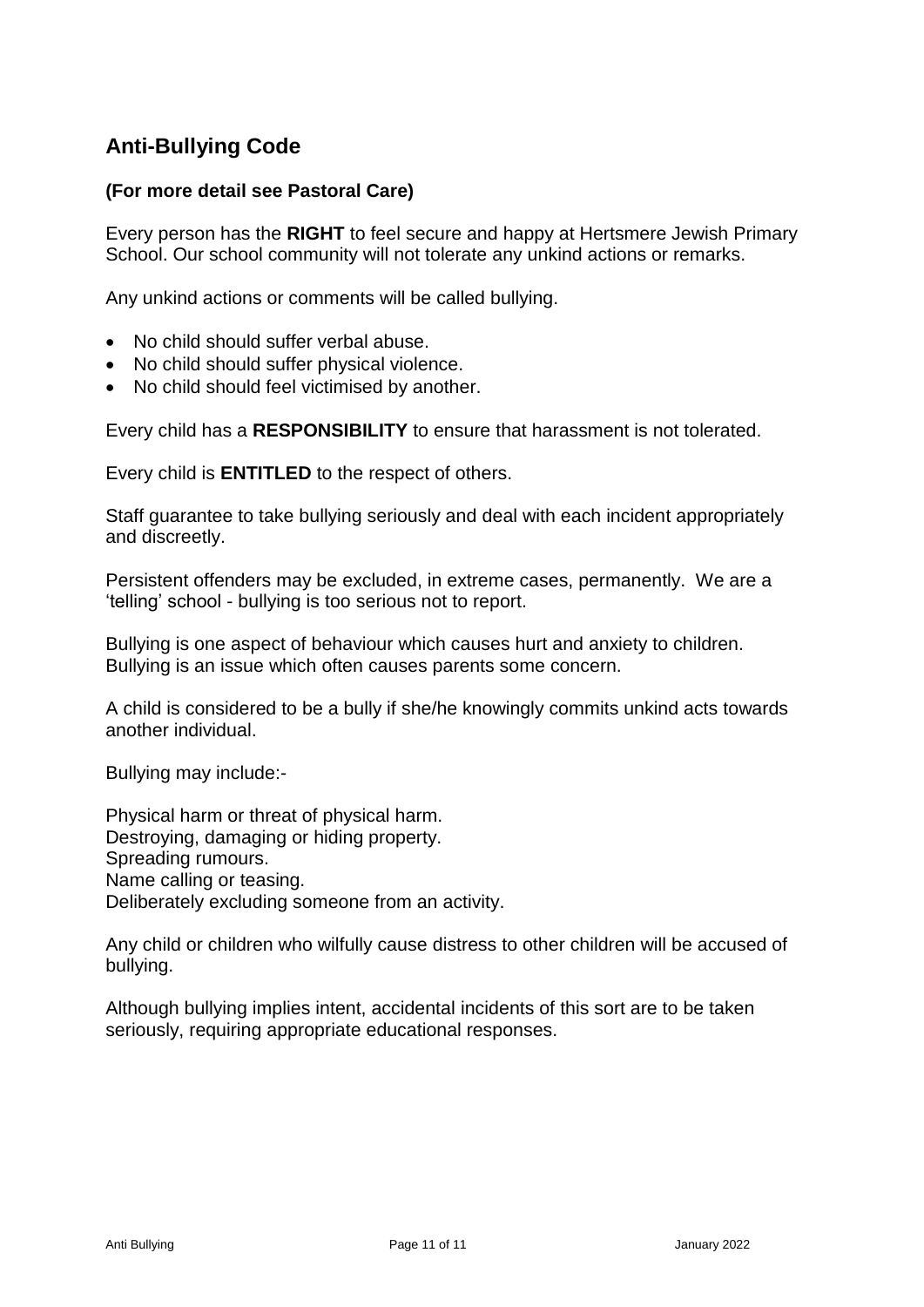## Anti-Bullying Code

### (For more detail see Pastoral Care)

Every person has the **RIGHT** to feel secure and happy at Hertsmere Jewish Primary School. Our school community will not tolerate any unkind actions or remarks.

Any unkind actions or comments will be called bullying.

- No child should suffer verbal abuse.
- No child should suffer physical violence.
- No child should feel victimised by another.

Every child has a **RESPONSIBILITY** to ensure that harassment is not tolerated.

Every child is **ENTITLED** to the respect of others.

Staff guarantee to take bullying seriously and deal with each incident appropriately and discreetly.

Persistent offenders may be excluded, in extreme cases, permanently. We are a 'telling' school - bullying is too serious not to report.

Bullying is one aspect of behaviour which causes hurt and anxiety to children. Bullying is an issue which often causes parents some concern.

A child is considered to be a bully if she/he knowingly commits unkind acts towards another individual.

Bullying may include:-

Physical harm or threat of physical harm.
Destroying, damaging or hiding property.
Spreading rumours.
Name calling or teasing.
Deliberately excluding someone from an activity.

Any child or children who wilfully cause distress to other children will be accused of bullying.

Although bullying implies intent, accidental incidents of this sort are to be taken seriously, requiring appropriate educational responses.